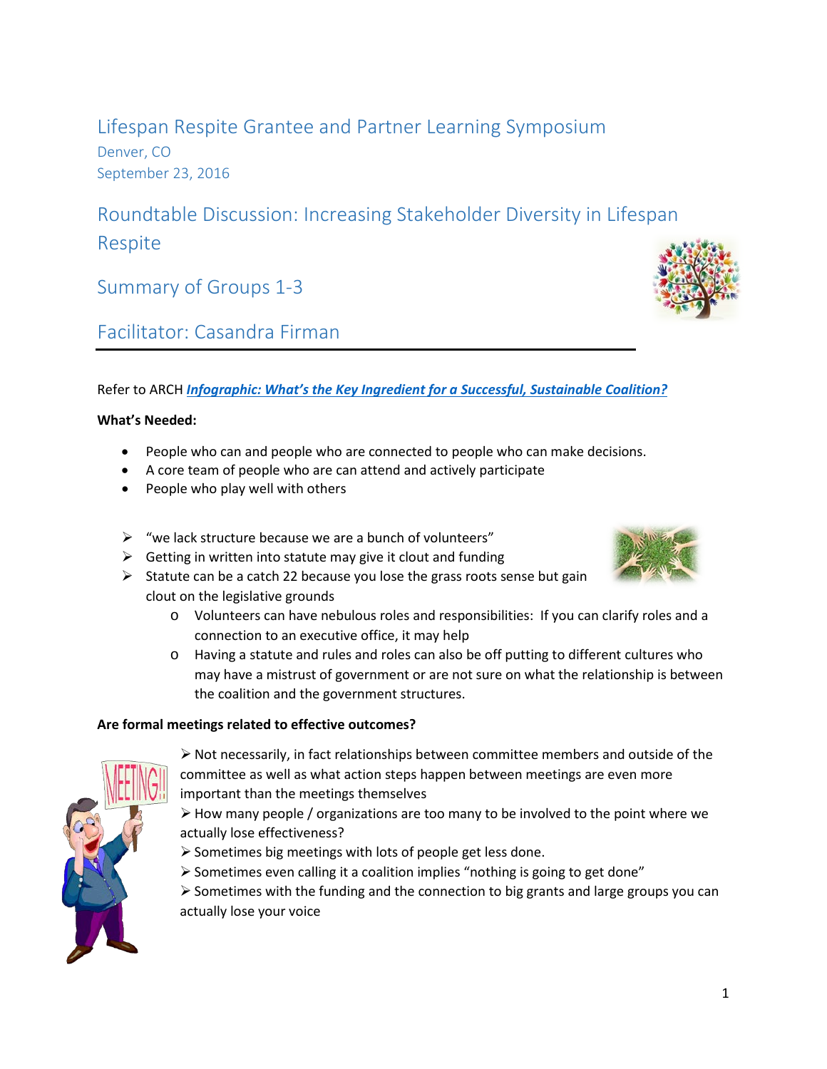# Lifespan Respite Grantee and Partner Learning Symposium

Denver, CO
September 23, 2016

## Roundtable Discussion: Increasing Stakeholder Diversity in Lifespan Respite

## Summary of Groups 1-3

## Facilitator: Casandra Firman

Refer to ARCH ***Infographic: What's the Key Ingredient for a Successful, Sustainable Coalition?***

**What's Needed:**

- People who can and people who are connected to people who can make decisions.
- A core team of people who are can attend and actively participate
- People who play well with others

- "we lack structure because we are a bunch of volunteers"
- Getting in written into statute may give it clout and funding
- Statute can be a catch 22 because you lose the grass roots sense but gain clout on the legislative grounds
  - Volunteers can have nebulous roles and responsibilities: If you can clarify roles and a connection to an executive office, it may help
  - Having a statute and rules and roles can also be off putting to different cultures who may have a mistrust of government or are not sure on what the relationship is between the coalition and the government structures.

**Are formal meetings related to effective outcomes?**

- Not necessarily, in fact relationships between committee members and outside of the committee as well as what action steps happen between meetings are even more important than the meetings themselves
- How many people / organizations are too many to be involved to the point where we actually lose effectiveness?
- Sometimes big meetings with lots of people get less done.
- Sometimes even calling it a coalition implies "nothing is going to get done"
- Sometimes with the funding and the connection to big grants and large groups you can actually lose your voice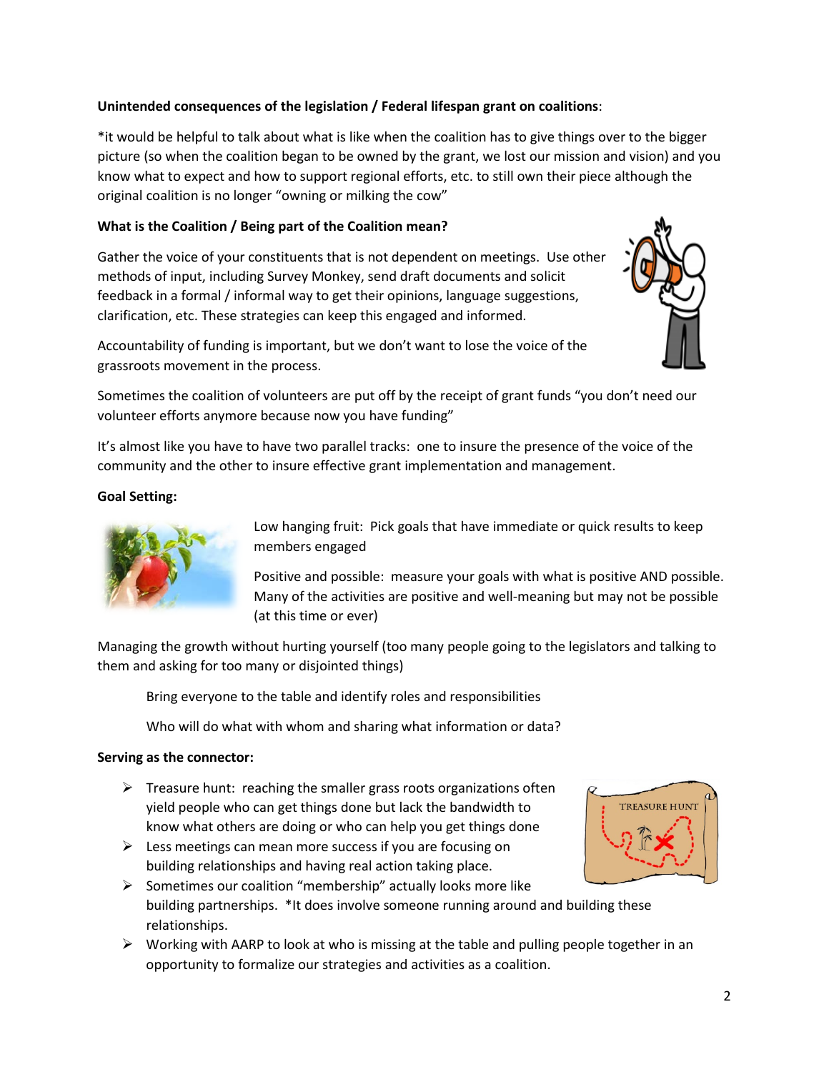**Unintended consequences of the legislation / Federal lifespan grant on coalitions**:

*it would be helpful to talk about what is like when the coalition has to give things over to the bigger picture (so when the coalition began to be owned by the grant, we lost our mission and vision) and you know what to expect and how to support regional efforts, etc. to still own their piece although the original coalition is no longer "owning or milking the cow"

**What is the Coalition / Being part of the Coalition mean?**

Gather the voice of your constituents that is not dependent on meetings. Use other methods of input, including Survey Monkey, send draft documents and solicit feedback in a formal / informal way to get their opinions, language suggestions, clarification, etc. These strategies can keep this engaged and informed.

Accountability of funding is important, but we don't want to lose the voice of the grassroots movement in the process.

Sometimes the coalition of volunteers are put off by the receipt of grant funds "you don't need our volunteer efforts anymore because now you have funding"

It's almost like you have to have two parallel tracks: one to insure the presence of the voice of the community and the other to insure effective grant implementation and management.

**Goal Setting:**

Low hanging fruit: Pick goals that have immediate or quick results to keep members engaged

Positive and possible: measure your goals with what is positive AND possible. Many of the activities are positive and well-meaning but may not be possible (at this time or ever)

Managing the growth without hurting yourself (too many people going to the legislators and talking to them and asking for too many or disjointed things)

Bring everyone to the table and identify roles and responsibilities

Who will do what with whom and sharing what information or data?

**Serving as the connector:**

- Treasure hunt: reaching the smaller grass roots organizations often yield people who can get things done but lack the bandwidth to know what others are doing or who can help you get things done
- Less meetings can mean more success if you are focusing on building relationships and having real action taking place.
- Sometimes our coalition "membership" actually looks more like building partnerships. *It does involve someone running around and building these relationships.
- Working with AARP to look at who is missing at the table and pulling people together in an opportunity to formalize our strategies and activities as a coalition.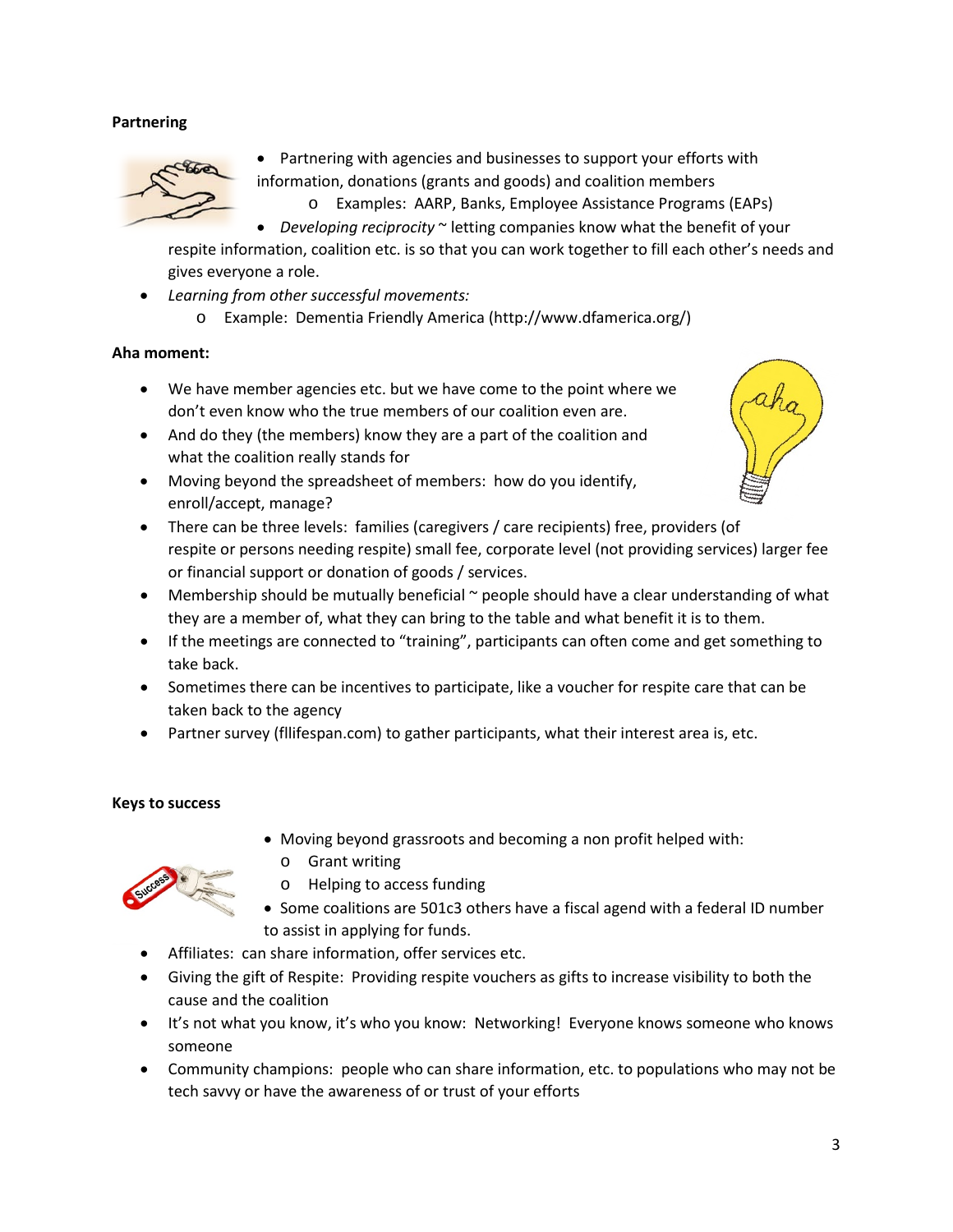**Partnering**

- Partnering with agencies and businesses to support your efforts with information, donations (grants and goods) and coalition members
    - Examples: AARP, Banks, Employee Assistance Programs (EAPs)
- *Developing reciprocity* ~ letting companies know what the benefit of your respite information, coalition etc. is so that you can work together to fill each other's needs and gives everyone a role.
- *Learning from other successful movements:*
    - Example: Dementia Friendly America (http://www.dfamerica.org/)

**Aha moment:**

- We have member agencies etc. but we have come to the point where we don't even know who the true members of our coalition even are.
- And do they (the members) know they are a part of the coalition and what the coalition really stands for
- Moving beyond the spreadsheet of members: how do you identify, enroll/accept, manage?
- There can be three levels: families (caregivers / care recipients) free, providers (of respite or persons needing respite) small fee, corporate level (not providing services) larger fee or financial support or donation of goods / services.
- Membership should be mutually beneficial ~ people should have a clear understanding of what they are a member of, what they can bring to the table and what benefit it is to them.
- If the meetings are connected to "training", participants can often come and get something to take back.
- Sometimes there can be incentives to participate, like a voucher for respite care that can be taken back to the agency
- Partner survey (fllifespan.com) to gather participants, what their interest area is, etc.

**Keys to success**

- Moving beyond grassroots and becoming a non profit helped with:
    - Grant writing
    - Helping to access funding
- Some coalitions are 501c3 others have a fiscal agend with a federal ID number to assist in applying for funds.
- Affiliates: can share information, offer services etc.
- Giving the gift of Respite: Providing respite vouchers as gifts to increase visibility to both the cause and the coalition
- It's not what you know, it's who you know: Networking! Everyone knows someone who knows someone
- Community champions: people who can share information, etc. to populations who may not be tech savvy or have the awareness of or trust of your efforts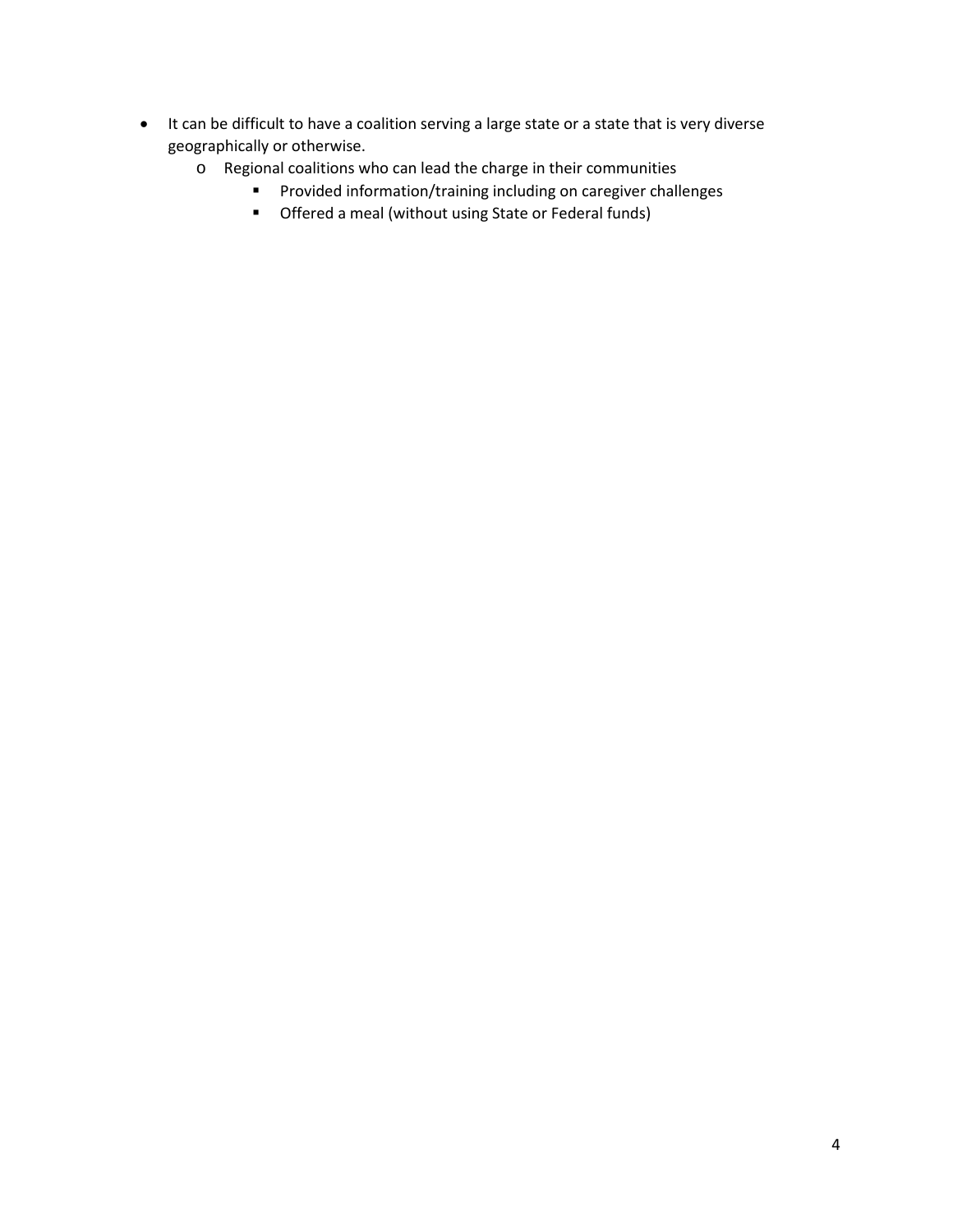- It can be difficult to have a coalition serving a large state or a state that is very diverse geographically or otherwise.
  - Regional coalitions who can lead the charge in their communities
    - Provided information/training including on caregiver challenges
    - Offered a meal (without using State or Federal funds)